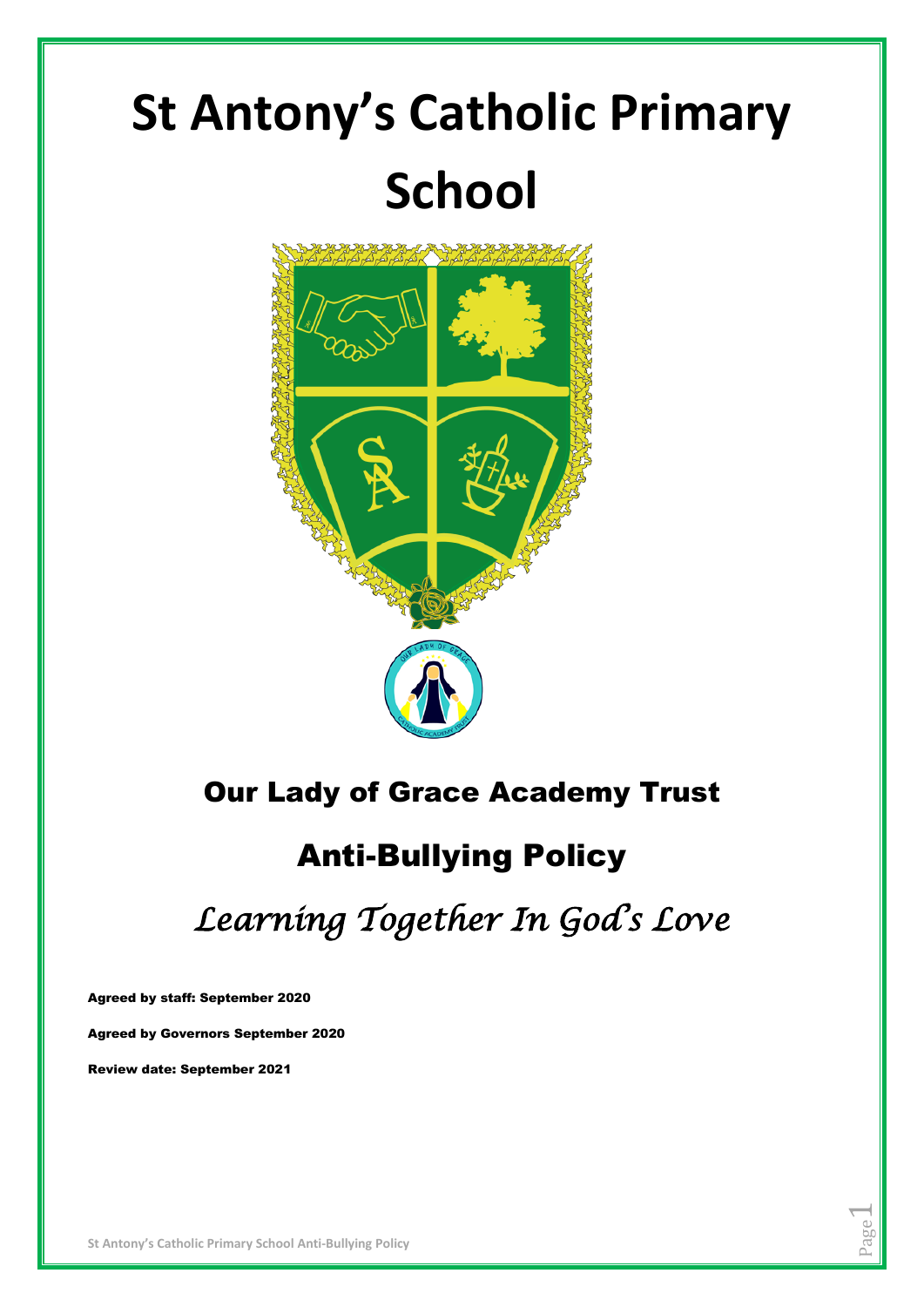# St Antony's Catholic Primary School

## Our Lady of Grace Academy Trust

## Anti-Bullying Policy

*Learning Together In God's Love*

**Agreed by staff: September 2020**

**Agreed by Governors September 2020**

**Review date: September 2021**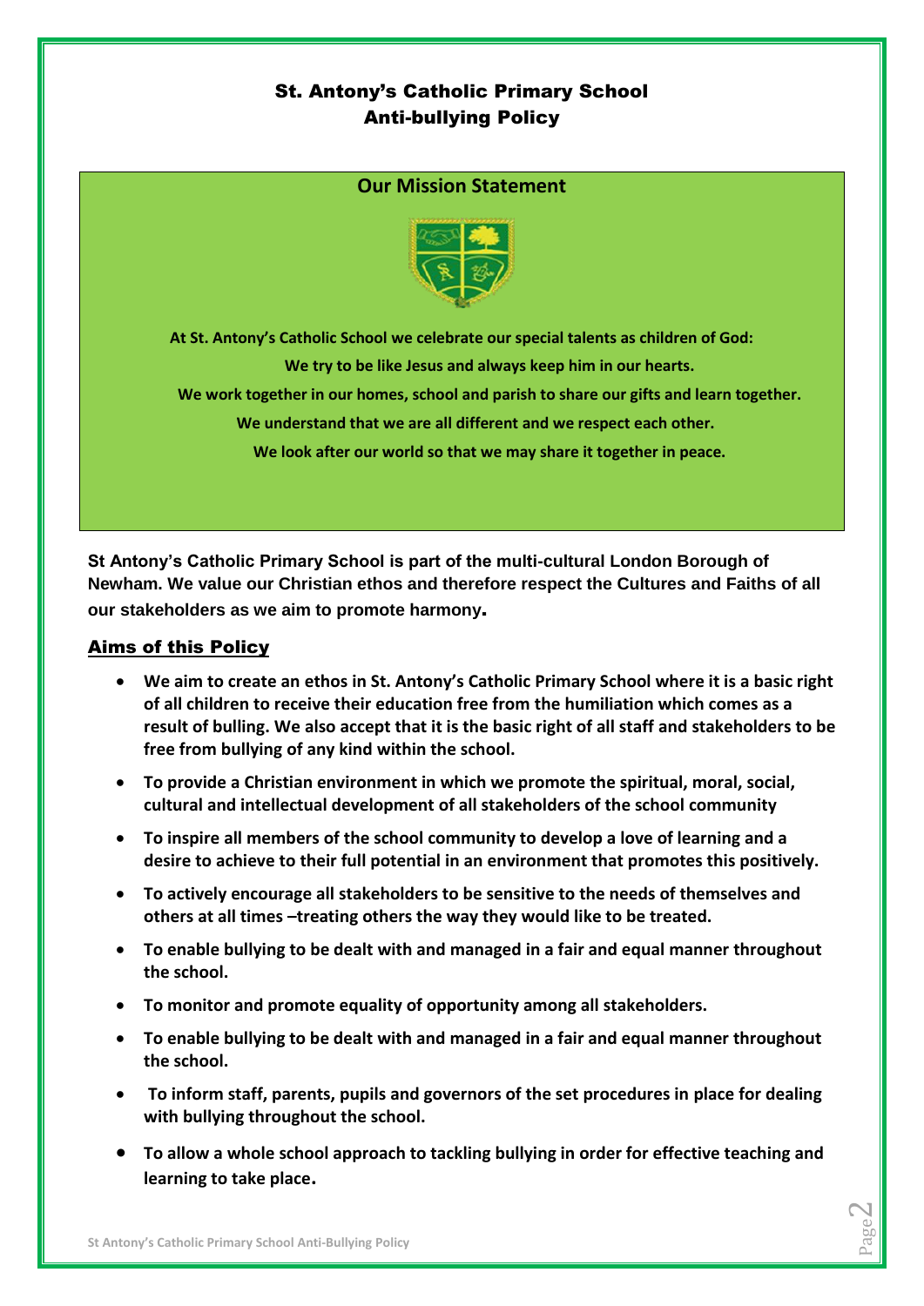# St. Antony's Catholic Primary School
# Anti-bullying Policy

## Our Mission Statement

**At St. Antony's Catholic School we celebrate our special talents as children of God:**

**We try to be like Jesus and always keep him in our hearts.**

**We work together in our homes, school and parish to share our gifts and learn together.**

**We understand that we are all different and we respect each other.**

**We look after our world so that we may share it together in peace.**

**St Antony's Catholic Primary School is part of the multi-cultural London Borough of Newham. We value our Christian ethos and therefore respect the Cultures and Faiths of all our stakeholders as we aim to promote harmony.**

## Aims of this Policy

- **We aim to create an ethos in St. Antony's Catholic Primary School where it is a basic right of all children to receive their education free from the humiliation which comes as a result of bulling. We also accept that it is the basic right of all staff and stakeholders to be free from bullying of any kind within the school.**
- **To provide a Christian environment in which we promote the spiritual, moral, social, cultural and intellectual development of all stakeholders of the school community**
- **To inspire all members of the school community to develop a love of learning and a desire to achieve to their full potential in an environment that promotes this positively.**
- **To actively encourage all stakeholders to be sensitive to the needs of themselves and others at all times –treating others the way they would like to be treated.**
- **To enable bullying to be dealt with and managed in a fair and equal manner throughout the school.**
- **To monitor and promote equality of opportunity among all stakeholders.**
- **To enable bullying to be dealt with and managed in a fair and equal manner throughout the school.**
- **To inform staff, parents, pupils and governors of the set procedures in place for dealing with bullying throughout the school.**
- **To allow a whole school approach to tackling bullying in order for effective teaching and learning to take place.**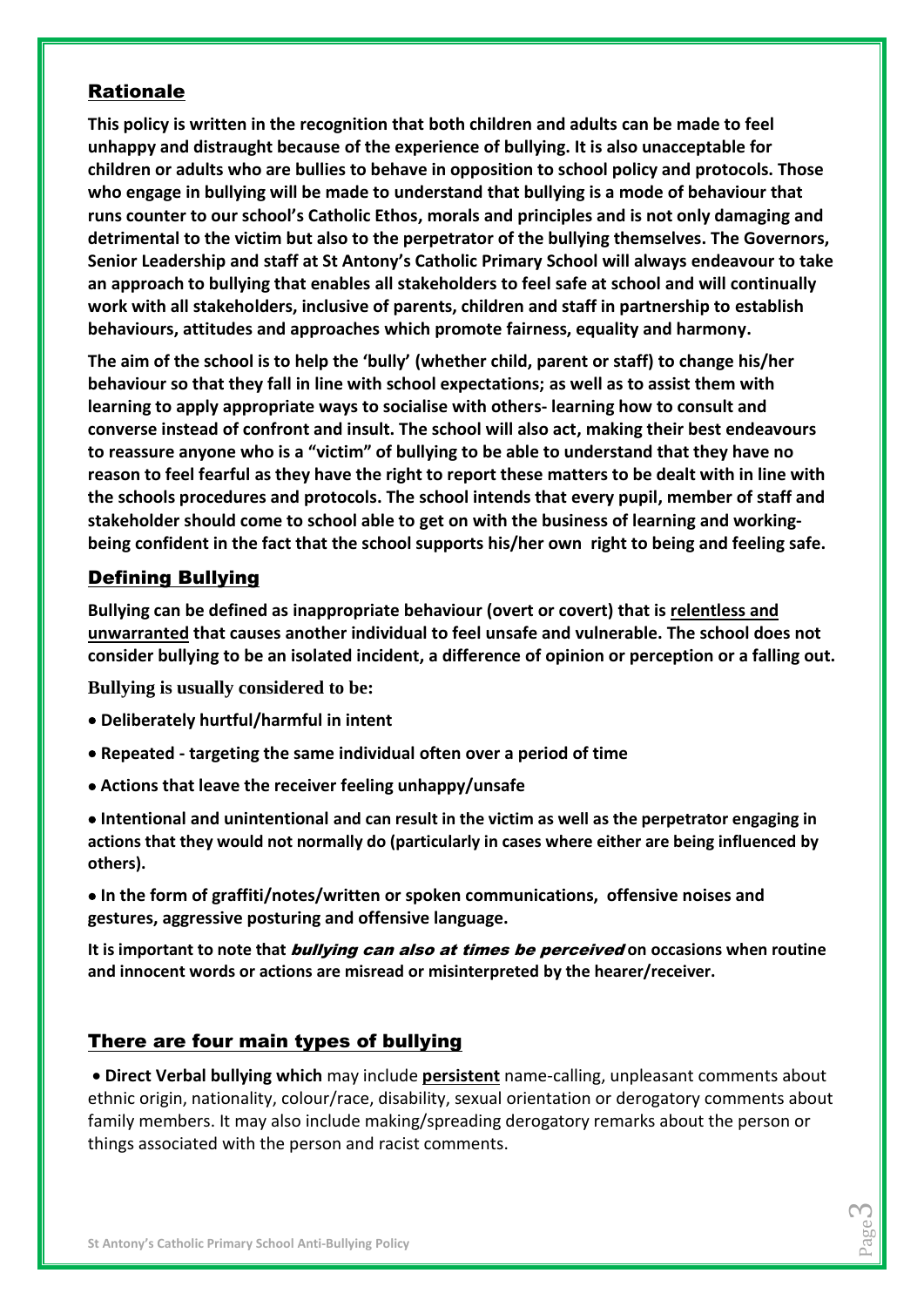## Rationale

**This policy is written in the recognition that both children and adults can be made to feel unhappy and distraught because of the experience of bullying. It is also unacceptable for children or adults who are bullies to behave in opposition to school policy and protocols. Those who engage in bullying will be made to understand that bullying is a mode of behaviour that runs counter to our school's Catholic Ethos, morals and principles and is not only damaging and detrimental to the victim but also to the perpetrator of the bullying themselves. The Governors, Senior Leadership and staff at St Antony's Catholic Primary School will always endeavour to take an approach to bullying that enables all stakeholders to feel safe at school and will continually work with all stakeholders, inclusive of parents, children and staff in partnership to establish behaviours, attitudes and approaches which promote fairness, equality and harmony.**

**The aim of the school is to help the 'bully' (whether child, parent or staff) to change his/her behaviour so that they fall in line with school expectations; as well as to assist them with learning to apply appropriate ways to socialise with others- learning how to consult and converse instead of confront and insult. The school will also act, making their best endeavours to reassure anyone who is a "victim" of bullying to be able to understand that they have no reason to feel fearful as they have the right to report these matters to be dealt with in line with the schools procedures and protocols. The school intends that every pupil, member of staff and stakeholder should come to school able to get on with the business of learning and working-being confident in the fact that the school supports his/her own right to being and feeling safe.**

## Defining Bullying

**Bullying can be defined as inappropriate behaviour (overt or covert) that is relentless and unwarranted that causes another individual to feel unsafe and vulnerable. The school does not consider bullying to be an isolated incident, a difference of opinion or perception or a falling out.**

**Bullying is usually considered to be:**

- **Deliberately hurtful/harmful in intent**
- **Repeated - targeting the same individual often over a period of time**
- **Actions that leave the receiver feeling unhappy/unsafe**
- **Intentional and unintentional and can result in the victim as well as the perpetrator engaging in actions that they would not normally do (particularly in cases where either are being influenced by others).**
- **In the form of graffiti/notes/written or spoken communications, offensive noises and gestures, aggressive posturing and offensive language.**

**It is important to note that *bullying can also at times be perceived* on occasions when routine and innocent words or actions are misread or misinterpreted by the hearer/receiver.**

## There are four main types of bullying

- **Direct Verbal bullying which** may include **persistent** name-calling, unpleasant comments about ethnic origin, nationality, colour/race, disability, sexual orientation or derogatory comments about family members. It may also include making/spreading derogatory remarks about the person or things associated with the person and racist comments.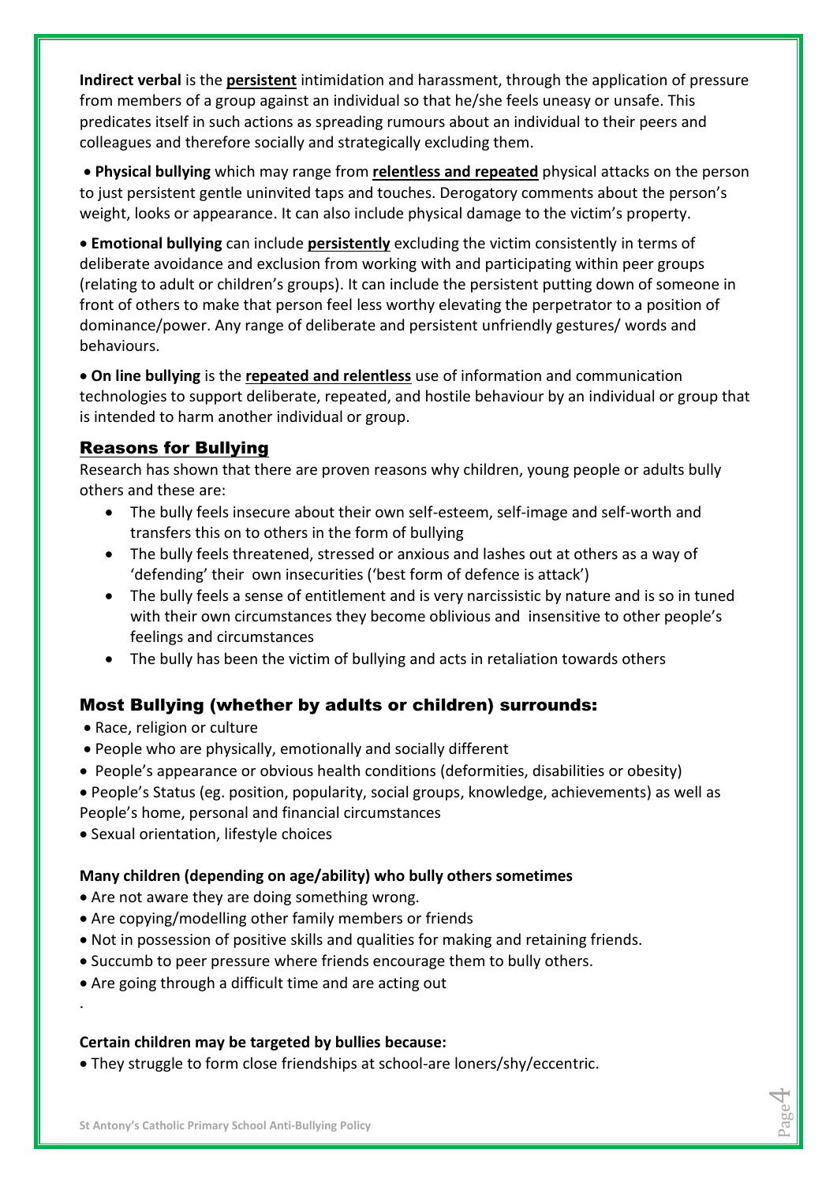**Indirect verbal** is the **persistent** intimidation and harassment, through the application of pressure from members of a group against an individual so that he/she feels uneasy or unsafe. This predicates itself in such actions as spreading rumours about an individual to their peers and colleagues and therefore socially and strategically excluding them.

- **Physical bullying** which may range from **relentless and repeated** physical attacks on the person to just persistent gentle uninvited taps and touches. Derogatory comments about the person's weight, looks or appearance. It can also include physical damage to the victim's property.

- **Emotional bullying** can include **persistently** excluding the victim consistently in terms of deliberate avoidance and exclusion from working with and participating within peer groups (relating to adult or children's groups). It can include the persistent putting down of someone in front of others to make that person feel less worthy elevating the perpetrator to a position of dominance/power. Any range of deliberate and persistent unfriendly gestures/ words and behaviours.

- **On line bullying** is the **repeated and relentless** use of information and communication technologies to support deliberate, repeated, and hostile behaviour by an individual or group that is intended to harm another individual or group.

## Reasons for Bullying

Research has shown that there are proven reasons why children, young people or adults bully others and these are:

- The bully feels insecure about their own self-esteem, self-image and self-worth and transfers this on to others in the form of bullying
- The bully feels threatened, stressed or anxious and lashes out at others as a way of 'defending' their own insecurities ('best form of defence is attack')
- The bully feels a sense of entitlement and is very narcissistic by nature and is so in tuned with their own circumstances they become oblivious and insensitive to other people's feelings and circumstances
- The bully has been the victim of bullying and acts in retaliation towards others

## Most Bullying (whether by adults or children) surrounds:

- Race, religion or culture
- People who are physically, emotionally and socially different
- People's appearance or obvious health conditions (deformities, disabilities or obesity)
- People's Status (eg. position, popularity, social groups, knowledge, achievements) as well as People's home, personal and financial circumstances
- Sexual orientation, lifestyle choices

**Many children (depending on age/ability) who bully others sometimes**

- Are not aware they are doing something wrong.
- Are copying/modelling other family members or friends
- Not in possession of positive skills and qualities for making and retaining friends.
- Succumb to peer pressure where friends encourage them to bully others.
- Are going through a difficult time and are acting out

.

**Certain children may be targeted by bullies because:**

- They struggle to form close friendships at school-are loners/shy/eccentric.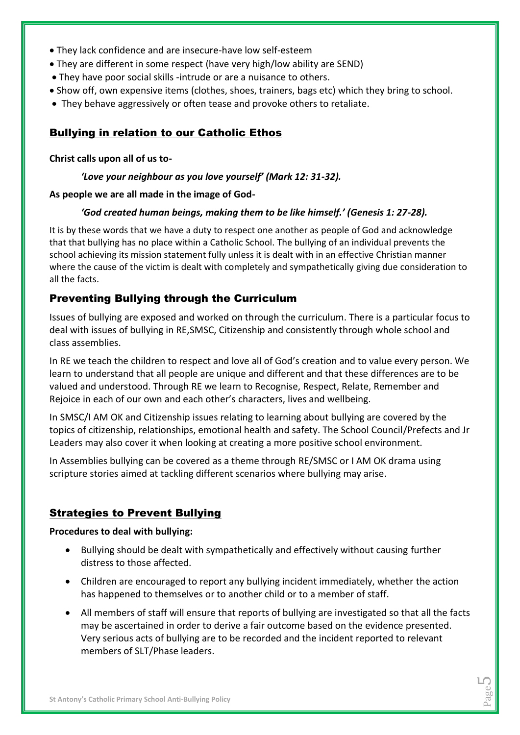- They lack confidence and are insecure-have low self-esteem
- They are different in some respect (have very high/low ability are SEND)
- They have poor social skills -intrude or are a nuisance to others.
- Show off, own expensive items (clothes, shoes, trainers, bags etc) which they bring to school.
- They behave aggressively or often tease and provoke others to retaliate.

## Bullying in relation to our Catholic Ethos

**Christ calls upon all of us to-**

***'Love your neighbour as you love yourself' (Mark 12: 31-32).***

**As people we are all made in the image of God-**

***'God created human beings, making them to be like himself.' (Genesis 1: 27-28).***

It is by these words that we have a duty to respect one another as people of God and acknowledge that that bullying has no place within a Catholic School. The bullying of an individual prevents the school achieving its mission statement fully unless it is dealt with in an effective Christian manner where the cause of the victim is dealt with completely and sympathetically giving due consideration to all the facts.

## Preventing Bullying through the Curriculum

Issues of bullying are exposed and worked on through the curriculum. There is a particular focus to deal with issues of bullying in RE,SMSC, Citizenship and consistently through whole school and class assemblies.

In RE we teach the children to respect and love all of God's creation and to value every person. We learn to understand that all people are unique and different and that these differences are to be valued and understood. Through RE we learn to Recognise, Respect, Relate, Remember and Rejoice in each of our own and each other's characters, lives and wellbeing.

In SMSC/I AM OK and Citizenship issues relating to learning about bullying are covered by the topics of citizenship, relationships, emotional health and safety. The School Council/Prefects and Jr Leaders may also cover it when looking at creating a more positive school environment.

In Assemblies bullying can be covered as a theme through RE/SMSC or I AM OK drama using scripture stories aimed at tackling different scenarios where bullying may arise.

## Strategies to Prevent Bullying

**Procedures to deal with bullying:**

- Bullying should be dealt with sympathetically and effectively without causing further distress to those affected.
- Children are encouraged to report any bullying incident immediately, whether the action has happened to themselves or to another child or to a member of staff.
- All members of staff will ensure that reports of bullying are investigated so that all the facts may be ascertained in order to derive a fair outcome based on the evidence presented. Very serious acts of bullying are to be recorded and the incident reported to relevant members of SLT/Phase leaders.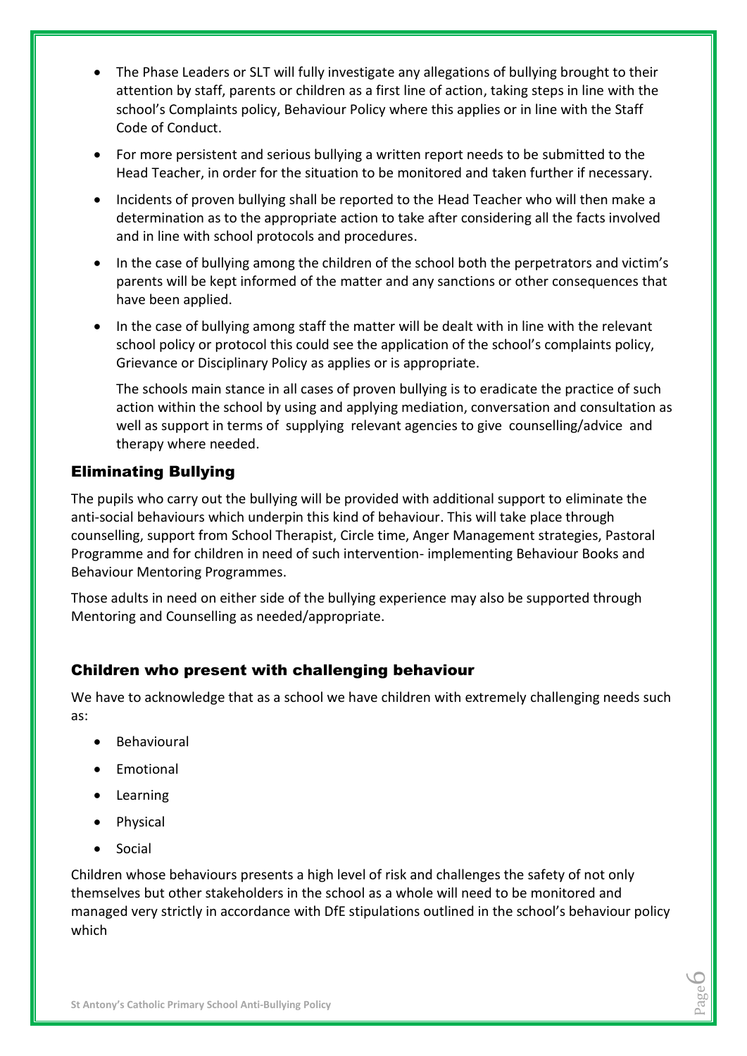- The Phase Leaders or SLT will fully investigate any allegations of bullying brought to their attention by staff, parents or children as a first line of action, taking steps in line with the school's Complaints policy, Behaviour Policy where this applies or in line with the Staff Code of Conduct.
- For more persistent and serious bullying a written report needs to be submitted to the Head Teacher, in order for the situation to be monitored and taken further if necessary.
- Incidents of proven bullying shall be reported to the Head Teacher who will then make a determination as to the appropriate action to take after considering all the facts involved and in line with school protocols and procedures.
- In the case of bullying among the children of the school both the perpetrators and victim's parents will be kept informed of the matter and any sanctions or other consequences that have been applied.
- In the case of bullying among staff the matter will be dealt with in line with the relevant school policy or protocol this could see the application of the school's complaints policy, Grievance or Disciplinary Policy as applies or is appropriate.

  The schools main stance in all cases of proven bullying is to eradicate the practice of such action within the school by using and applying mediation, conversation and consultation as well as support in terms of supplying relevant agencies to give counselling/advice and therapy where needed.

## Eliminating Bullying

The pupils who carry out the bullying will be provided with additional support to eliminate the anti-social behaviours which underpin this kind of behaviour. This will take place through counselling, support from School Therapist, Circle time, Anger Management strategies, Pastoral Programme and for children in need of such intervention- implementing Behaviour Books and Behaviour Mentoring Programmes.

Those adults in need on either side of the bullying experience may also be supported through Mentoring and Counselling as needed/appropriate.

## Children who present with challenging behaviour

We have to acknowledge that as a school we have children with extremely challenging needs such as:

- Behavioural
- Emotional
- Learning
- Physical
- Social

Children whose behaviours presents a high level of risk and challenges the safety of not only themselves but other stakeholders in the school as a whole will need to be monitored and managed very strictly in accordance with DfE stipulations outlined in the school's behaviour policy which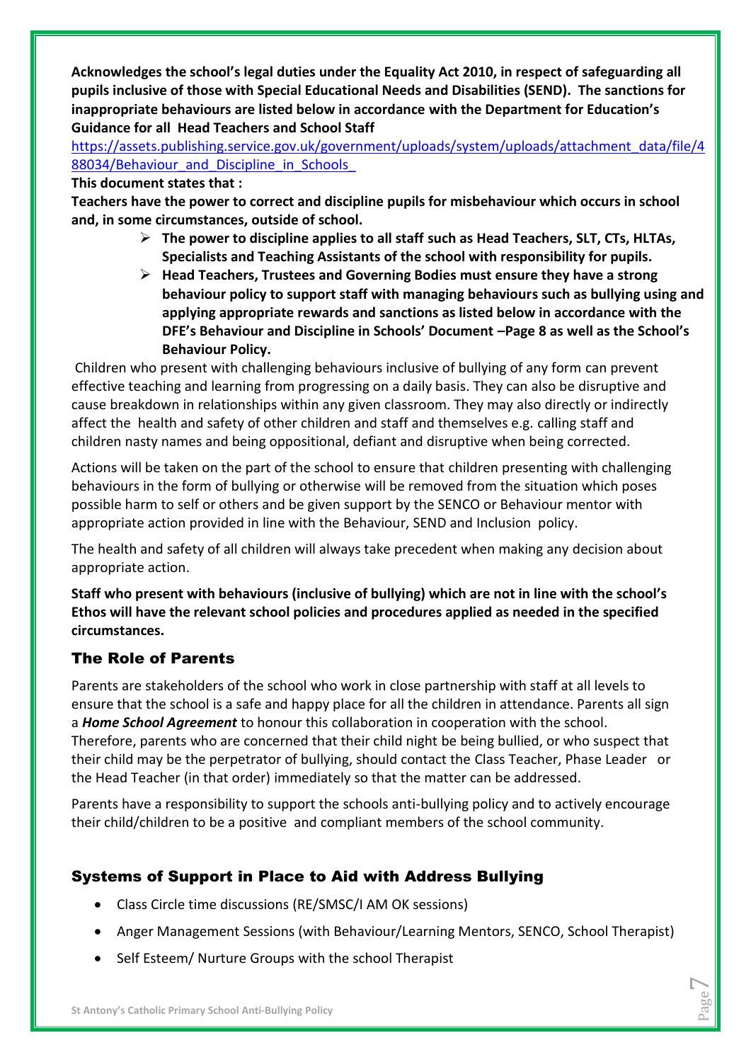**Acknowledges the school's legal duties under the Equality Act 2010, in respect of safeguarding all pupils inclusive of those with Special Educational Needs and Disabilities (SEND). The sanctions for inappropriate behaviours are listed below in accordance with the Department for Education's Guidance for all Head Teachers and School Staff**

[https://assets.publishing.service.gov.uk/government/uploads/system/uploads/attachment_data/file/488034/Behaviour_and_Discipline_in_Schools_](https://assets.publishing.service.gov.uk/government/uploads/system/uploads/attachment_data/file/488034/Behaviour_and_Discipline_in_Schools_)

**This document states that :**

**Teachers have the power to correct and discipline pupils for misbehaviour which occurs in school and, in some circumstances, outside of school.**

- **The power to discipline applies to all staff such as Head Teachers, SLT, CTs, HLTAs, Specialists and Teaching Assistants of the school with responsibility for pupils.**
- **Head Teachers, Trustees and Governing Bodies must ensure they have a strong behaviour policy to support staff with managing behaviours such as bullying using and applying appropriate rewards and sanctions as listed below in accordance with the DFE's Behaviour and Discipline in Schools' Document –Page 8 as well as the School's Behaviour Policy.**

Children who present with challenging behaviours inclusive of bullying of any form can prevent effective teaching and learning from progressing on a daily basis. They can also be disruptive and cause breakdown in relationships within any given classroom. They may also directly or indirectly affect the health and safety of other children and staff and themselves e.g. calling staff and children nasty names and being oppositional, defiant and disruptive when being corrected.

Actions will be taken on the part of the school to ensure that children presenting with challenging behaviours in the form of bullying or otherwise will be removed from the situation which poses possible harm to self or others and be given support by the SENCO or Behaviour mentor with appropriate action provided in line with the Behaviour, SEND and Inclusion policy.

The health and safety of all children will always take precedent when making any decision about appropriate action.

**Staff who present with behaviours (inclusive of bullying) which are not in line with the school's Ethos will have the relevant school policies and procedures applied as needed in the specified circumstances.**

## The Role of Parents

Parents are stakeholders of the school who work in close partnership with staff at all levels to ensure that the school is a safe and happy place for all the children in attendance. Parents all sign a ***Home School Agreement*** to honour this collaboration in cooperation with the school. Therefore, parents who are concerned that their child night be being bullied, or who suspect that their child may be the perpetrator of bullying, should contact the Class Teacher, Phase Leader or the Head Teacher (in that order) immediately so that the matter can be addressed.

Parents have a responsibility to support the schools anti-bullying policy and to actively encourage their child/children to be a positive and compliant members of the school community.

## Systems of Support in Place to Aid with Address Bullying

- Class Circle time discussions (RE/SMSC/I AM OK sessions)
- Anger Management Sessions (with Behaviour/Learning Mentors, SENCO, School Therapist)
- Self Esteem/ Nurture Groups with the school Therapist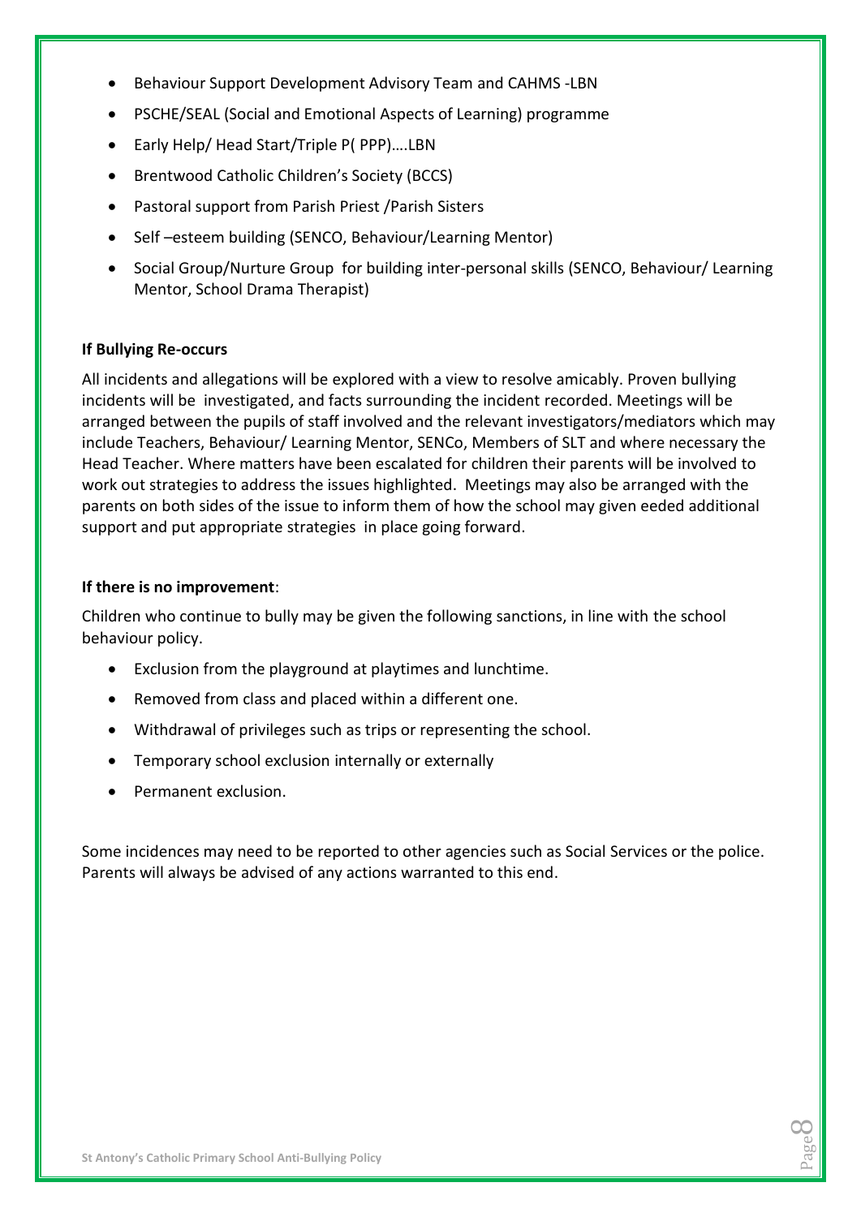- Behaviour Support Development Advisory Team and CAHMS -LBN
- PSCHE/SEAL (Social and Emotional Aspects of Learning) programme
- Early Help/ Head Start/Triple P( PPP)….LBN
- Brentwood Catholic Children's Society (BCCS)
- Pastoral support from Parish Priest /Parish Sisters
- Self –esteem building (SENCO, Behaviour/Learning Mentor)
- Social Group/Nurture Group for building inter-personal skills (SENCO, Behaviour/ Learning Mentor, School Drama Therapist)

**If Bullying Re-occurs**

All incidents and allegations will be explored with a view to resolve amicably. Proven bullying incidents will be investigated, and facts surrounding the incident recorded. Meetings will be arranged between the pupils of staff involved and the relevant investigators/mediators which may include Teachers, Behaviour/ Learning Mentor, SENCo, Members of SLT and where necessary the Head Teacher. Where matters have been escalated for children their parents will be involved to work out strategies to address the issues highlighted. Meetings may also be arranged with the parents on both sides of the issue to inform them of how the school may given eeded additional support and put appropriate strategies in place going forward.

**If there is no improvement**:

Children who continue to bully may be given the following sanctions, in line with the school behaviour policy.

- Exclusion from the playground at playtimes and lunchtime.
- Removed from class and placed within a different one.
- Withdrawal of privileges such as trips or representing the school.
- Temporary school exclusion internally or externally
- Permanent exclusion.

Some incidences may need to be reported to other agencies such as Social Services or the police. Parents will always be advised of any actions warranted to this end.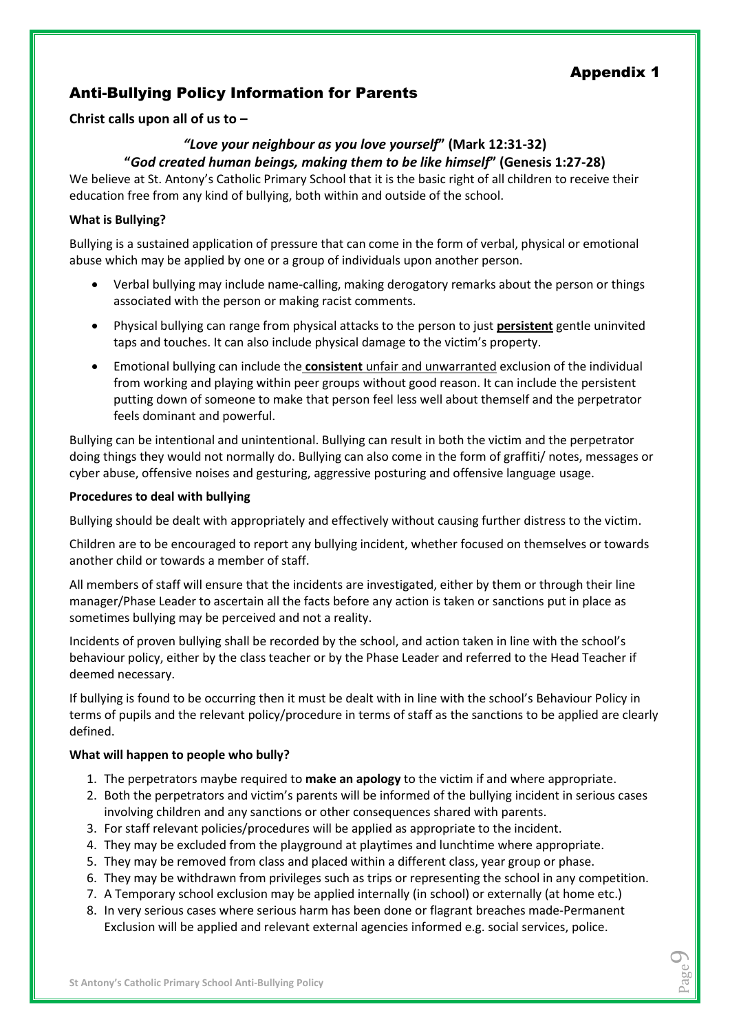Appendix 1

## Anti-Bullying Policy Information for Parents

**Christ calls upon all of us to –**

***"Love your neighbour as you love yourself"* (Mark 12:31-32)**

**"*God created human beings, making them to be like himself*" (Genesis 1:27-28)**

We believe at St. Antony's Catholic Primary School that it is the basic right of all children to receive their education free from any kind of bullying, both within and outside of the school.

**What is Bullying?**

Bullying is a sustained application of pressure that can come in the form of verbal, physical or emotional abuse which may be applied by one or a group of individuals upon another person.

- Verbal bullying may include name-calling, making derogatory remarks about the person or things associated with the person or making racist comments.
- Physical bullying can range from physical attacks to the person to just <u>**persistent**</u> gentle uninvited taps and touches. It can also include physical damage to the victim's property.
- Emotional bullying can include the <u>**consistent** unfair and unwarranted</u> exclusion of the individual from working and playing within peer groups without good reason. It can include the persistent putting down of someone to make that person feel less well about themself and the perpetrator feels dominant and powerful.

Bullying can be intentional and unintentional. Bullying can result in both the victim and the perpetrator doing things they would not normally do. Bullying can also come in the form of graffiti/ notes, messages or cyber abuse, offensive noises and gesturing, aggressive posturing and offensive language usage.

**Procedures to deal with bullying**

Bullying should be dealt with appropriately and effectively without causing further distress to the victim.

Children are to be encouraged to report any bullying incident, whether focused on themselves or towards another child or towards a member of staff.

All members of staff will ensure that the incidents are investigated, either by them or through their line manager/Phase Leader to ascertain all the facts before any action is taken or sanctions put in place as sometimes bullying may be perceived and not a reality.

Incidents of proven bullying shall be recorded by the school, and action taken in line with the school's behaviour policy, either by the class teacher or by the Phase Leader and referred to the Head Teacher if deemed necessary.

If bullying is found to be occurring then it must be dealt with in line with the school's Behaviour Policy in terms of pupils and the relevant policy/procedure in terms of staff as the sanctions to be applied are clearly defined.

**What will happen to people who bully?**

1. The perpetrators maybe required to **make an apology** to the victim if and where appropriate.
2. Both the perpetrators and victim's parents will be informed of the bullying incident in serious cases involving children and any sanctions or other consequences shared with parents.
3. For staff relevant policies/procedures will be applied as appropriate to the incident.
4. They may be excluded from the playground at playtimes and lunchtime where appropriate.
5. They may be removed from class and placed within a different class, year group or phase.
6. They may be withdrawn from privileges such as trips or representing the school in any competition.
7. A Temporary school exclusion may be applied internally (in school) or externally (at home etc.)
8. In very serious cases where serious harm has been done or flagrant breaches made-Permanent Exclusion will be applied and relevant external agencies informed e.g. social services, police.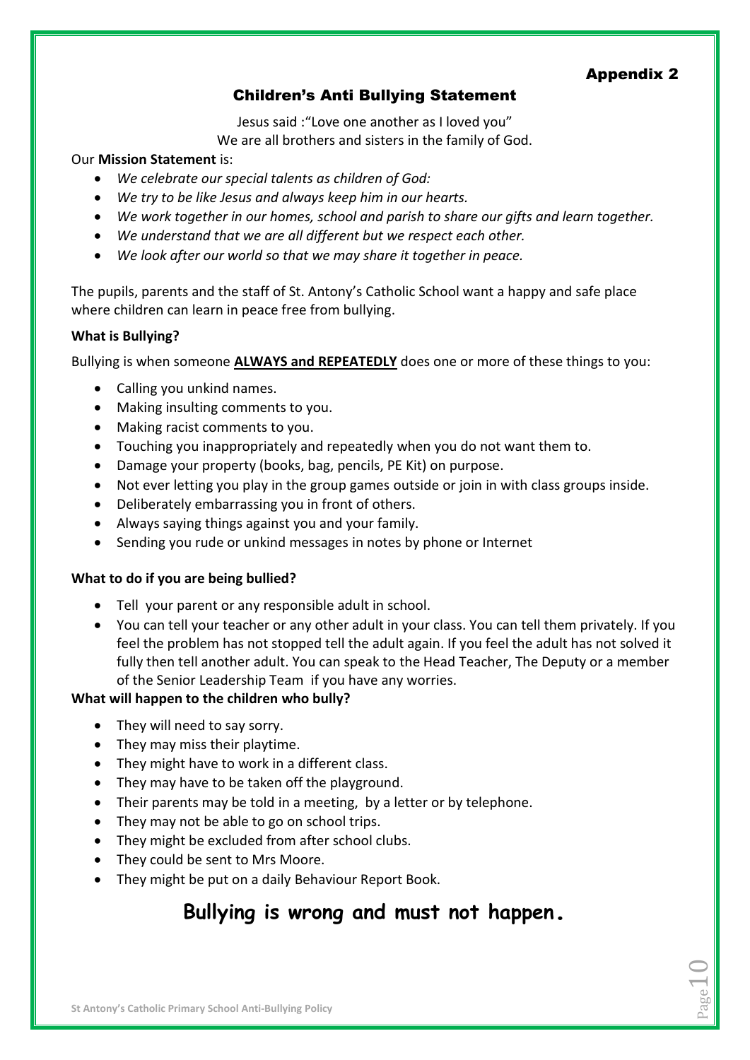Appendix 2

## Children's Anti Bullying Statement

Jesus said :"Love one another as I loved you"
We are all brothers and sisters in the family of God.

Our **Mission Statement** is:

- *We celebrate our special talents as children of God:*
- *We try to be like Jesus and always keep him in our hearts.*
- *We work together in our homes, school and parish to share our gifts and learn together.*
- *We understand that we are all different but we respect each other.*
- *We look after our world so that we may share it together in peace.*

The pupils, parents and the staff of St. Antony's Catholic School want a happy and safe place where children can learn in peace free from bullying.

**What is Bullying?**

Bullying is when someone **ALWAYS and REPEATEDLY** does one or more of these things to you:

- Calling you unkind names.
- Making insulting comments to you.
- Making racist comments to you.
- Touching you inappropriately and repeatedly when you do not want them to.
- Damage your property (books, bag, pencils, PE Kit) on purpose.
- Not ever letting you play in the group games outside or join in with class groups inside.
- Deliberately embarrassing you in front of others.
- Always saying things against you and your family.
- Sending you rude or unkind messages in notes by phone or Internet

**What to do if you are being bullied?**

- Tell your parent or any responsible adult in school.
- You can tell your teacher or any other adult in your class. You can tell them privately. If you feel the problem has not stopped tell the adult again. If you feel the adult has not solved it fully then tell another adult. You can speak to the Head Teacher, The Deputy or a member of the Senior Leadership Team if you have any worries.

**What will happen to the children who bully?**

- They will need to say sorry.
- They may miss their playtime.
- They might have to work in a different class.
- They may have to be taken off the playground.
- Their parents may be told in a meeting, by a letter or by telephone.
- They may not be able to go on school trips.
- They might be excluded from after school clubs.
- They could be sent to Mrs Moore.
- They might be put on a daily Behaviour Report Book.

**Bullying is wrong and must not happen.**